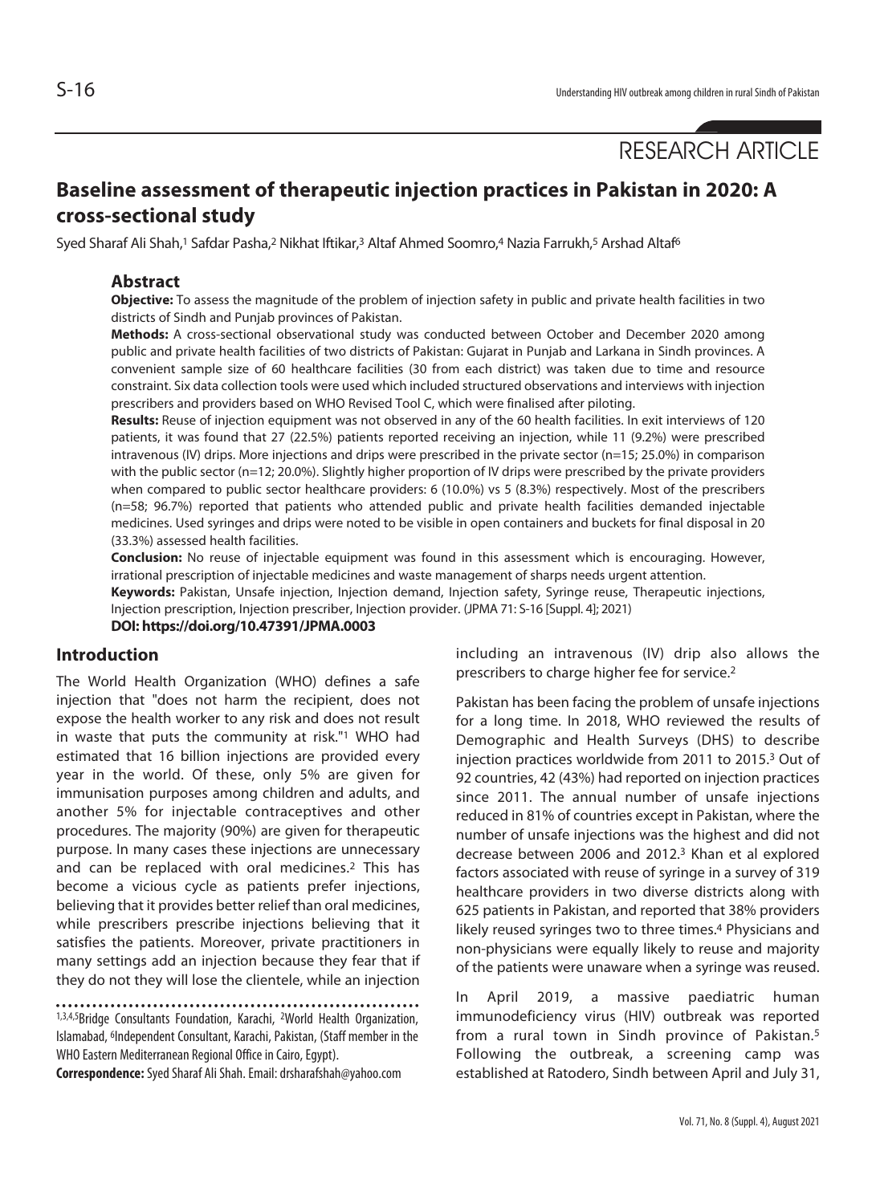RESEARCH ARTICLE

# Baseline assessment of therapeutic injection practices in Pakistan in 2020: A cross-sectional study

Syed Sharaf Ali Shah,[1] Safdar Pasha,[2] Nikhat Iftikar,[3] Altaf Ahmed Soomro,[4] Nazia Farrukh,[5] Arshad Altaf[6]

## Abstract

**Objective:** To assess the magnitude of the problem of injection safety in public and private health facilities in two districts of Sindh and Punjab provinces of Pakistan.

**Methods:** A cross-sectional observational study was conducted between October and December 2020 among public and private health facilities of two districts of Pakistan: Gujarat in Punjab and Larkana in Sindh provinces. A convenient sample size of 60 healthcare facilities (30 from each district) was taken due to time and resource constraint. Six data collection tools were used which included structured observations and interviews with injection prescribers and providers based on WHO Revised Tool C, which were finalised after piloting.

**Results:** Reuse of injection equipment was not observed in any of the 60 health facilities. In exit interviews of 120 patients, it was found that 27 (22.5%) patients reported receiving an injection, while 11 (9.2%) were prescribed intravenous (IV) drips. More injections and drips were prescribed in the private sector (n=15; 25.0%) in comparison with the public sector (n=12; 20.0%). Slightly higher proportion of IV drips were prescribed by the private providers when compared to public sector healthcare providers: 6 (10.0%) vs 5 (8.3%) respectively. Most of the prescribers (n=58; 96.7%) reported that patients who attended public and private health facilities demanded injectable medicines. Used syringes and drips were noted to be visible in open containers and buckets for final disposal in 20 (33.3%) assessed health facilities.

**Conclusion:** No reuse of injectable equipment was found in this assessment which is encouraging. However, irrational prescription of injectable medicines and waste management of sharps needs urgent attention.

**Keywords:** Pakistan, Unsafe injection, Injection demand, Injection safety, Syringe reuse, Therapeutic injections, Injection prescription, Injection prescriber, Injection provider. (JPMA 71: S-16 [Suppl. 4]; 2021)

**DOI: https://doi.org/10.47391/JPMA.0003**

## Introduction

The World Health Organization (WHO) defines a safe injection that "does not harm the recipient, does not expose the health worker to any risk and does not result in waste that puts the community at risk."[1] WHO had estimated that 16 billion injections are provided every year in the world. Of these, only 5% are given for immunisation purposes among children and adults, and another 5% for injectable contraceptives and other procedures. The majority (90%) are given for therapeutic purpose. In many cases these injections are unnecessary and can be replaced with oral medicines.[2] This has become a vicious cycle as patients prefer injections, believing that it provides better relief than oral medicines, while prescribers prescribe injections believing that it satisfies the patients. Moreover, private practitioners in many settings add an injection because they fear that if they do not they will lose the clientele, while an injection including an intravenous (IV) drip also allows the prescribers to charge higher fee for service.[2]

Pakistan has been facing the problem of unsafe injections for a long time. In 2018, WHO reviewed the results of Demographic and Health Surveys (DHS) to describe injection practices worldwide from 2011 to 2015.[3] Out of 92 countries, 42 (43%) had reported on injection practices since 2011. The annual number of unsafe injections reduced in 81% of countries except in Pakistan, where the number of unsafe injections was the highest and did not decrease between 2006 and 2012.[3] Khan et al explored factors associated with reuse of syringe in a survey of 319 healthcare providers in two diverse districts along with 625 patients in Pakistan, and reported that 38% providers likely reused syringes two to three times.[4] Physicians and non-physicians were equally likely to reuse and majority of the patients were unaware when a syringe was reused.

In April 2019, a massive paediatric human immunodeficiency virus (HIV) outbreak was reported from a rural town in Sindh province of Pakistan.[5] Following the outbreak, a screening camp was established at Ratodero, Sindh between April and July 31,

[1,3,4,5]Bridge Consultants Foundation, Karachi, [2]World Health Organization, Islamabad, [6]Independent Consultant, Karachi, Pakistan, (Staff member in the WHO Eastern Mediterranean Regional Office in Cairo, Egypt).

**Correspondence:** Syed Sharaf Ali Shah. Email: drsharafshah@yahoo.com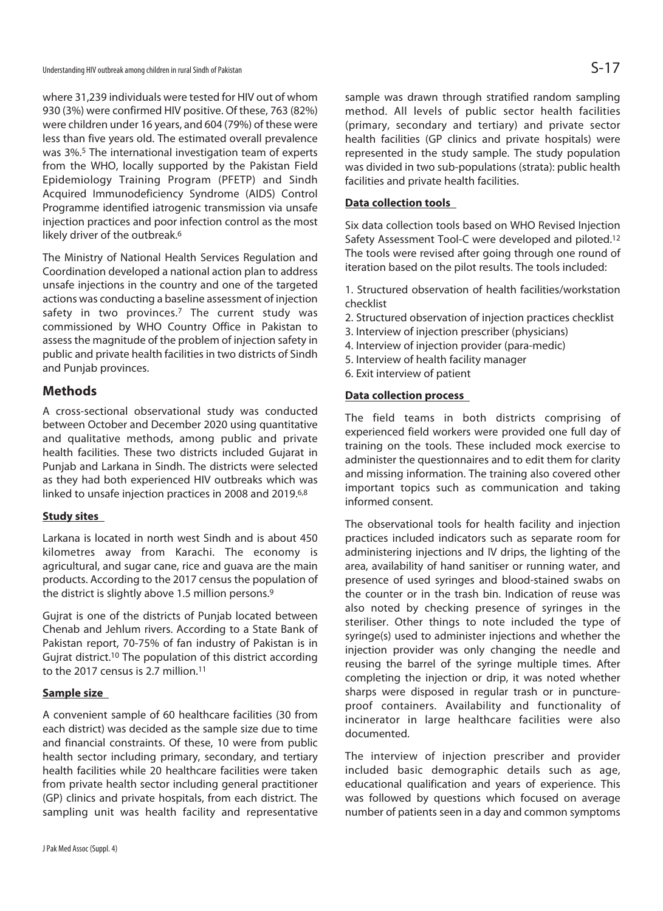where 31,239 individuals were tested for HIV out of whom 930 (3%) were confirmed HIV positive. Of these, 763 (82%) were children under 16 years, and 604 (79%) of these were less than five years old. The estimated overall prevalence was 3%.[5] The international investigation team of experts from the WHO, locally supported by the Pakistan Field Epidemiology Training Program (PFETP) and Sindh Acquired Immunodeficiency Syndrome (AIDS) Control Programme identified iatrogenic transmission via unsafe injection practices and poor infection control as the most likely driver of the outbreak.[6]

The Ministry of National Health Services Regulation and Coordination developed a national action plan to address unsafe injections in the country and one of the targeted actions was conducting a baseline assessment of injection safety in two provinces.[7] The current study was commissioned by WHO Country Office in Pakistan to assess the magnitude of the problem of injection safety in public and private health facilities in two districts of Sindh and Punjab provinces.

## Methods

A cross-sectional observational study was conducted between October and December 2020 using quantitative and qualitative methods, among public and private health facilities. These two districts included Gujarat in Punjab and Larkana in Sindh. The districts were selected as they had both experienced HIV outbreaks which was linked to unsafe injection practices in 2008 and 2019.[6,8]

### Study sites

Larkana is located in north west Sindh and is about 450 kilometres away from Karachi. The economy is agricultural, and sugar cane, rice and guava are the main products. According to the 2017 census the population of the district is slightly above 1.5 million persons.[9]

Gujrat is one of the districts of Punjab located between Chenab and Jehlum rivers. According to a State Bank of Pakistan report, 70-75% of fan industry of Pakistan is in Gujrat district.[10] The population of this district according to the 2017 census is 2.7 million.[11]

### Sample size

A convenient sample of 60 healthcare facilities (30 from each district) was decided as the sample size due to time and financial constraints. Of these, 10 were from public health sector including primary, secondary, and tertiary health facilities while 20 healthcare facilities were taken from private health sector including general practitioner (GP) clinics and private hospitals, from each district. The sampling unit was health facility and representative sample was drawn through stratified random sampling method. All levels of public sector health facilities (primary, secondary and tertiary) and private sector health facilities (GP clinics and private hospitals) were represented in the study sample. The study population was divided in two sub-populations (strata): public health facilities and private health facilities.

### Data collection tools

Six data collection tools based on WHO Revised Injection Safety Assessment Tool-C were developed and piloted.[12] The tools were revised after going through one round of iteration based on the pilot results. The tools included:

1. Structured observation of health facilities/workstation checklist
2. Structured observation of injection practices checklist
3. Interview of injection prescriber (physicians)
4. Interview of injection provider (para-medic)
5. Interview of health facility manager
6. Exit interview of patient

### Data collection process

The field teams in both districts comprising of experienced field workers were provided one full day of training on the tools. These included mock exercise to administer the questionnaires and to edit them for clarity and missing information. The training also covered other important topics such as communication and taking informed consent.

The observational tools for health facility and injection practices included indicators such as separate room for administering injections and IV drips, the lighting of the area, availability of hand sanitiser or running water, and presence of used syringes and blood-stained swabs on the counter or in the trash bin. Indication of reuse was also noted by checking presence of syringes in the steriliser. Other things to note included the type of syringe(s) used to administer injections and whether the injection provider was only changing the needle and reusing the barrel of the syringe multiple times. After completing the injection or drip, it was noted whether sharps were disposed in regular trash or in puncture-proof containers. Availability and functionality of incinerator in large healthcare facilities were also documented.

The interview of injection prescriber and provider included basic demographic details such as age, educational qualification and years of experience. This was followed by questions which focused on average number of patients seen in a day and common symptoms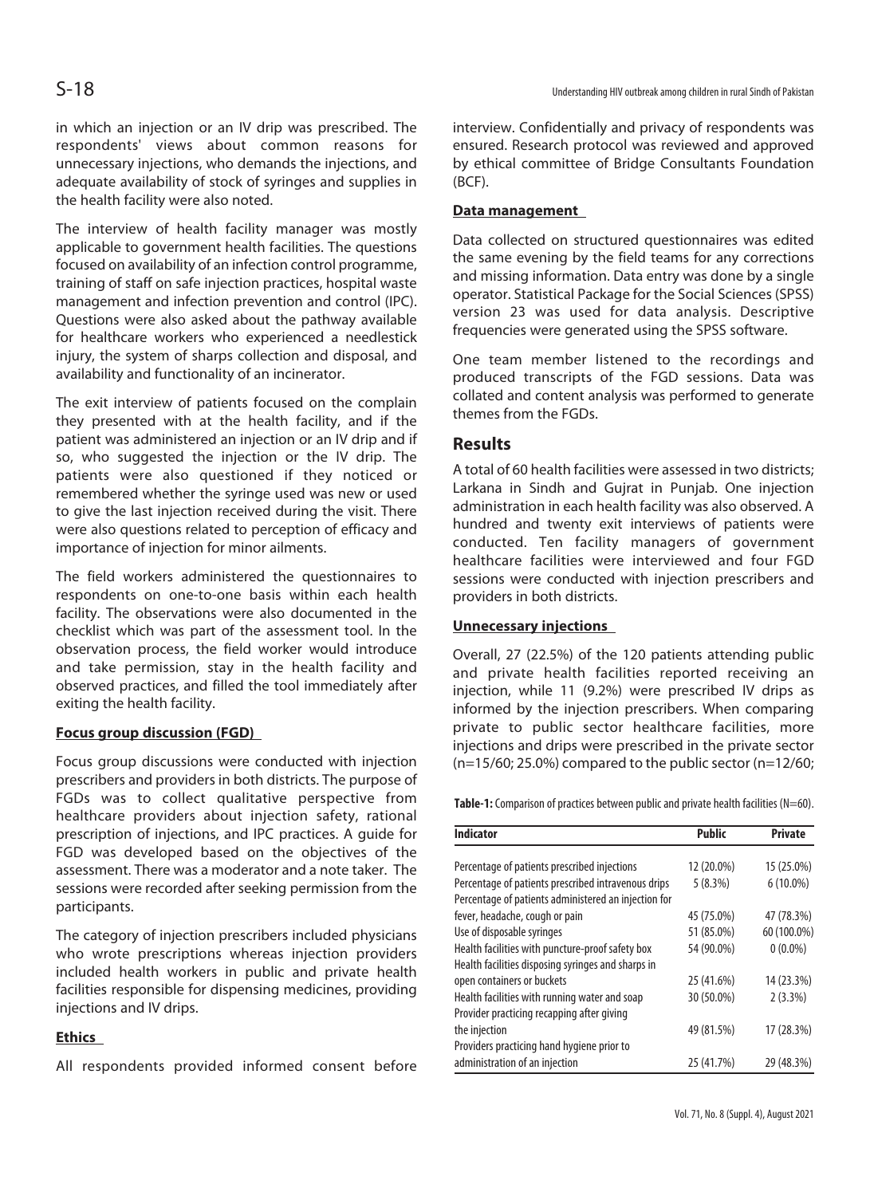in which an injection or an IV drip was prescribed. The respondents' views about common reasons for unnecessary injections, who demands the injections, and adequate availability of stock of syringes and supplies in the health facility were also noted.

The interview of health facility manager was mostly applicable to government health facilities. The questions focused on availability of an infection control programme, training of staff on safe injection practices, hospital waste management and infection prevention and control (IPC). Questions were also asked about the pathway available for healthcare workers who experienced a needlestick injury, the system of sharps collection and disposal, and availability and functionality of an incinerator.

The exit interview of patients focused on the complain they presented with at the health facility, and if the patient was administered an injection or an IV drip and if so, who suggested the injection or the IV drip. The patients were also questioned if they noticed or remembered whether the syringe used was new or used to give the last injection received during the visit. There were also questions related to perception of efficacy and importance of injection for minor ailments.

The field workers administered the questionnaires to respondents on one-to-one basis within each health facility. The observations were also documented in the checklist which was part of the assessment tool. In the observation process, the field worker would introduce and take permission, stay in the health facility and observed practices, and filled the tool immediately after exiting the health facility.

### Focus group discussion (FGD)

Focus group discussions were conducted with injection prescribers and providers in both districts. The purpose of FGDs was to collect qualitative perspective from healthcare providers about injection safety, rational prescription of injections, and IPC practices. A guide for FGD was developed based on the objectives of the assessment. There was a moderator and a note taker. The sessions were recorded after seeking permission from the participants.

The category of injection prescribers included physicians who wrote prescriptions whereas injection providers included health workers in public and private health facilities responsible for dispensing medicines, providing injections and IV drips.

### Ethics

All respondents provided informed consent before interview. Confidentially and privacy of respondents was ensured. Research protocol was reviewed and approved by ethical committee of Bridge Consultants Foundation (BCF).

### Data management

Data collected on structured questionnaires was edited the same evening by the field teams for any corrections and missing information. Data entry was done by a single operator. Statistical Package for the Social Sciences (SPSS) version 23 was used for data analysis. Descriptive frequencies were generated using the SPSS software.

One team member listened to the recordings and produced transcripts of the FGD sessions. Data was collated and content analysis was performed to generate themes from the FGDs.

## Results

A total of 60 health facilities were assessed in two districts; Larkana in Sindh and Gujrat in Punjab. One injection administration in each health facility was also observed. A hundred and twenty exit interviews of patients were conducted. Ten facility managers of government healthcare facilities were interviewed and four FGD sessions were conducted with injection prescribers and providers in both districts.

### Unnecessary injections

Overall, 27 (22.5%) of the 120 patients attending public and private health facilities reported receiving an injection, while 11 (9.2%) were prescribed IV drips as informed by the injection prescribers. When comparing private to public sector healthcare facilities, more injections and drips were prescribed in the private sector (n=15/60; 25.0%) compared to the public sector (n=12/60;

**Table-1:** Comparison of practices between public and private health facilities (N=60).

| Indicator | Public | Private |
|---|---|---|
| Percentage of patients prescribed injections | 12 (20.0%) | 15 (25.0%) |
| Percentage of patients prescribed intravenous drips | 5 (8.3%) | 6 (10.0%) |
| Percentage of patients administered an injection for fever, headache, cough or pain | 45 (75.0%) | 47 (78.3%) |
| Use of disposable syringes | 51 (85.0%) | 60 (100.0%) |
| Health facilities with puncture-proof safety box | 54 (90.0%) | 0 (0.0%) |
| Health facilities disposing syringes and sharps in open containers or buckets | 25 (41.6%) | 14 (23.3%) |
| Health facilities with running water and soap | 30 (50.0%) | 2 (3.3%) |
| Provider practicing recapping after giving the injection | 49 (81.5%) | 17 (28.3%) |
| Providers practicing hand hygiene prior to administration of an injection | 25 (41.7%) | 29 (48.3%) |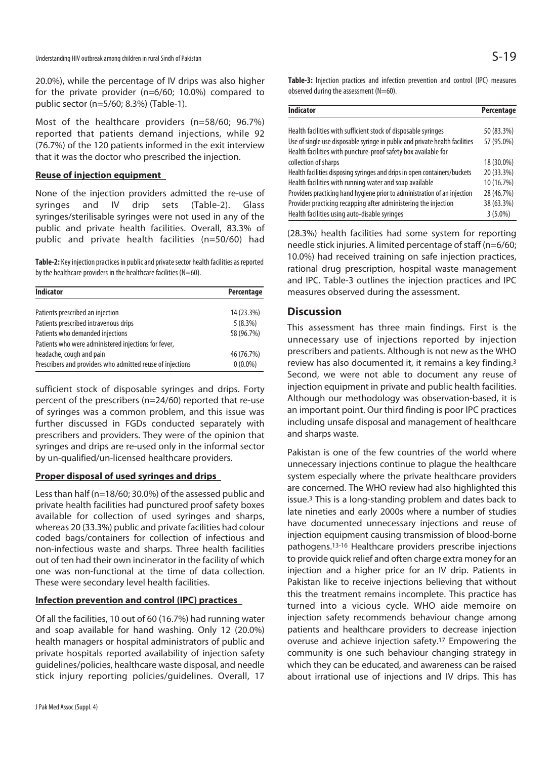20.0%), while the percentage of IV drips was also higher for the private provider (n=6/60; 10.0%) compared to public sector (n=5/60; 8.3%) (Table-1).

Most of the healthcare providers (n=58/60; 96.7%) reported that patients demand injections, while 92 (76.7%) of the 120 patients informed in the exit interview that it was the doctor who prescribed the injection.

### Reuse of injection equipment

None of the injection providers admitted the re-use of syringes and IV drip sets (Table-2). Glass syringes/sterilisable syringes were not used in any of the public and private health facilities. Overall, 83.3% of public and private health facilities (n=50/60) had sufficient stock of disposable syringes and drips. Forty percent of the prescribers (n=24/60) reported that re-use of syringes was a common problem, and this issue was further discussed in FGDs conducted separately with prescribers and providers. They were of the opinion that syringes and drips are re-used only in the informal sector by un-qualified/un-licensed healthcare providers.

**Table-2:** Key injection practices in public and private sector health facilities as reported by the healthcare providers in the healthcare facilities (N=60).

| Indicator | Percentage |
|---|---|
| Patients prescribed an injection | 14 (23.3%) |
| Patients prescribed intravenous drips | 5 (8.3%) |
| Patients who demanded injections | 58 (96.7%) |
| Patients who were administered injections for fever, headache, cough and pain | 46 (76.7%) |
| Prescribers and providers who admitted reuse of injections | 0 (0.0%) |

### Proper disposal of used syringes and drips

Less than half (n=18/60; 30.0%) of the assessed public and private health facilities had punctured proof safety boxes available for collection of used syringes and sharps, whereas 20 (33.3%) public and private facilities had colour coded bags/containers for collection of infectious and non-infectious waste and sharps. Three health facilities out of ten had their own incinerator in the facility of which one was non-functional at the time of data collection. These were secondary level health facilities.

### Infection prevention and control (IPC) practices

Of all the facilities, 10 out of 60 (16.7%) had running water and soap available for hand washing. Only 12 (20.0%) health managers or hospital administrators of public and private hospitals reported availability of injection safety guidelines/policies, healthcare waste disposal, and needle stick injury reporting policies/guidelines. Overall, 17 (28.3%) health facilities had some system for reporting needle stick injuries. A limited percentage of staff (n=6/60; 10.0%) had received training on safe injection practices, rational drug prescription, hospital waste management and IPC. Table-3 outlines the injection practices and IPC measures observed during the assessment.

**Table-3:** Injection practices and infection prevention and control (IPC) measures observed during the assessment (N=60).

| Indicator | Percentage |
|---|---|
| Health facilities with sufficient stock of disposable syringes | 50 (83.3%) |
| Use of single use disposable syringe in public and private health facilities | 57 (95.0%) |
| Health facilities with puncture-proof safety box available for collection of sharps | 18 (30.0%) |
| Health facilities disposing syringes and drips in open containers/buckets | 20 (33.3%) |
| Health facilities with running water and soap available | 10 (16.7%) |
| Providers practicing hand hygiene prior to administration of an injection | 28 (46.7%) |
| Provider practicing recapping after administering the injection | 38 (63.3%) |
| Health facilities using auto-disable syringes | 3 (5.0%) |

## Discussion

This assessment has three main findings. First is the unnecessary use of injections reported by injection prescribers and patients. Although is not new as the WHO review has also documented it, it remains a key finding.[3] Second, we were not able to document any reuse of injection equipment in private and public health facilities. Although our methodology was observation-based, it is an important point. Our third finding is poor IPC practices including unsafe disposal and management of healthcare and sharps waste.

Pakistan is one of the few countries of the world where unnecessary injections continue to plague the healthcare system especially where the private healthcare providers are concerned. The WHO review had also highlighted this issue.[3] This is a long-standing problem and dates back to late nineties and early 2000s where a number of studies have documented unnecessary injections and reuse of injection equipment causing transmission of blood-borne pathogens.[13-16] Healthcare providers prescribe injections to provide quick relief and often charge extra money for an injection and a higher price for an IV drip. Patients in Pakistan like to receive injections believing that without this the treatment remains incomplete. This practice has turned into a vicious cycle. WHO aide memoire on injection safety recommends behaviour change among patients and healthcare providers to decrease injection overuse and achieve injection safety.[17] Empowering the community is one such behaviour changing strategy in which they can be educated, and awareness can be raised about irrational use of injections and IV drips. This has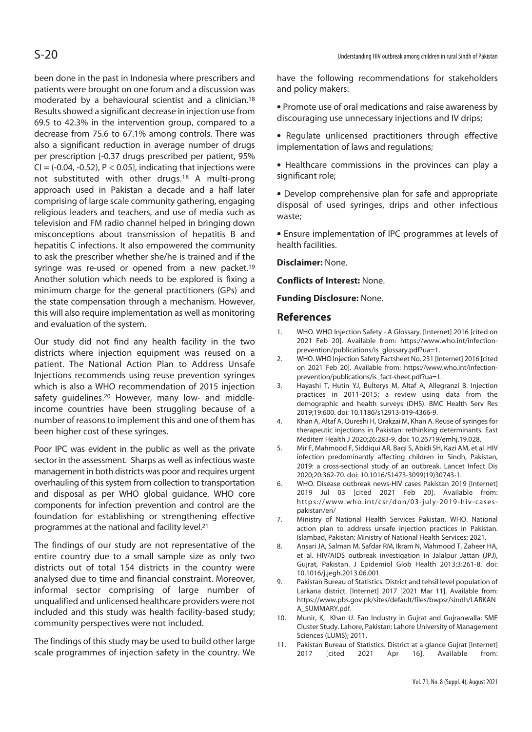been done in the past in Indonesia where prescribers and patients were brought on one forum and a discussion was moderated by a behavioural scientist and a clinician.[18] Results showed a significant decrease in injection use from 69.5 to 42.3% in the intervention group, compared to a decrease from 75.6 to 67.1% among controls. There was also a significant reduction in average number of drugs per prescription [-0.37 drugs prescribed per patient, 95% CI = (-0.04, -0.52), $P < 0.05$], indicating that injections were not substituted with other drugs.[18] A multi-prong approach used in Pakistan a decade and a half later comprising of large scale community gathering, engaging religious leaders and teachers, and use of media such as television and FM radio channel helped in bringing down misconceptions about transmission of hepatitis B and hepatitis C infections. It also empowered the community to ask the prescriber whether she/he is trained and if the syringe was re-used or opened from a new packet.[19] Another solution which needs to be explored is fixing a minimum charge for the general practitioners (GPs) and the state compensation through a mechanism. However, this will also require implementation as well as monitoring and evaluation of the system.

Our study did not find any health facility in the two districts where injection equipment was reused on a patient. The National Action Plan to Address Unsafe Injections recommends using reuse prevention syringes which is also a WHO recommendation of 2015 injection safety guidelines.[20] However, many low- and middle-income countries have been struggling because of a number of reasons to implement this and one of them has been higher cost of these syringes.

Poor IPC was evident in the public as well as the private sector in the assessment. Sharps as well as infectious waste management in both districts was poor and requires urgent overhauling of this system from collection to transportation and disposal as per WHO global guidance. WHO core components for infection prevention and control are the foundation for establishing or strengthening effective programmes at the national and facility level.[21]

The findings of our study are not representative of the entire country due to a small sample size as only two districts out of total 154 districts in the country were analysed due to time and financial constraint. Moreover, informal sector comprising of large number of unqualified and unlicensed healthcare providers were not included and this study was health facility-based study; community perspectives were not included.

The findings of this study may be used to build other large scale programmes of injection safety in the country. We have the following recommendations for stakeholders and policy makers:

- Promote use of oral medications and raise awareness by discouraging use unnecessary injections and IV drips;
- Regulate unlicensed practitioners through effective implementation of laws and regulations;
- Healthcare commissions in the provinces can play a significant role;
- Develop comprehensive plan for safe and appropriate disposal of used syringes, drips and other infectious waste;
- Ensure implementation of IPC programmes at levels of health facilities.

**Disclaimer:** None.

**Conflicts of Interest:** None.

**Funding Disclosure:** None.

## References

1. WHO. WHO Injection Safety - A Glossary. [Internet] 2016 [cited on 2021 Feb 20]. Available from: https://www.who.int/infection-prevention/publications/is_glossary.pdf?ua=1.
2. WHO. WHO Injection Safety Factsheet No. 231 [Internet] 2016 [cited on 2021 Feb 20]. Available from: https://www.who.int/infection-prevention/publications/is_fact-sheet.pdf?ua=1.
3. Hayashi T, Hutin YJ, Bulterys M, Altaf A, Allegranzi B. Injection practices in 2011-2015: a review using data from the demographic and health surveys (DHS). BMC Health Serv Res 2019;19:600. doi: 10.1186/s12913-019-4366-9.
4. Khan A, Altaf A, Qureshi H, Orakzai M, Khan A. Reuse of syringes for therapeutic injections in Pakistan: rethinking determinants. East Mediterr Health J 2020;26:283-9. doi: 10.26719/emhj.19.028.
5. Mir F, Mahmood F, Siddiqui AR, Baqi S, Abidi SH, Kazi AM, et al. HIV infection predominantly affecting children in Sindh, Pakistan, 2019: a cross-sectional study of an outbreak. Lancet Infect Dis 2020;20:362-70. doi: 10.1016/S1473-3099(19)30743-1.
6. WHO. Disease outbreak news-HIV cases Pakistan 2019 [Internet] 2019 Jul 03 [cited 2021 Feb 20]. Available from: https://www.who.int/csr/don/03-july-2019-hiv-cases-pakistan/en/
7. Ministry of National Health Services Pakistan, WHO. National action plan to address unsafe injection practices in Pakistan. Islamabad, Pakistan: Ministry of National Health Services; 2021.
8. Ansari JA, Salman M, Safdar RM, Ikram N, Mahmood T, Zaheer HA, et al. HIV/AIDS outbreak investigation in Jalalpur Jattan (JPJ), Gujrat, Pakistan. J Epidemiol Glob Health 2013;3:261-8. doi: 10.1016/j.jegh.2013.06.001
9. Pakistan Bureau of Statistics. District and tehsil level population of Larkana district. [Internet] 2017 [2021 Mar 11]. Available from: https://www.pbs.gov.pk/sites/default/files/bwpsr/sindh/LARKANA_SUMMARY.pdf.
10. Munir, K, Khan U. Fan Industry in Gujrat and Gujranwalla: SME Cluster Study. Lahore, Pakistan: Lahore University of Management Sciences (LUMS); 2011.
11. Pakistan Bureau of Statistics. District at a glance Gujrat [Internet] 2017 [cited 2021 Apr 16]. Available from: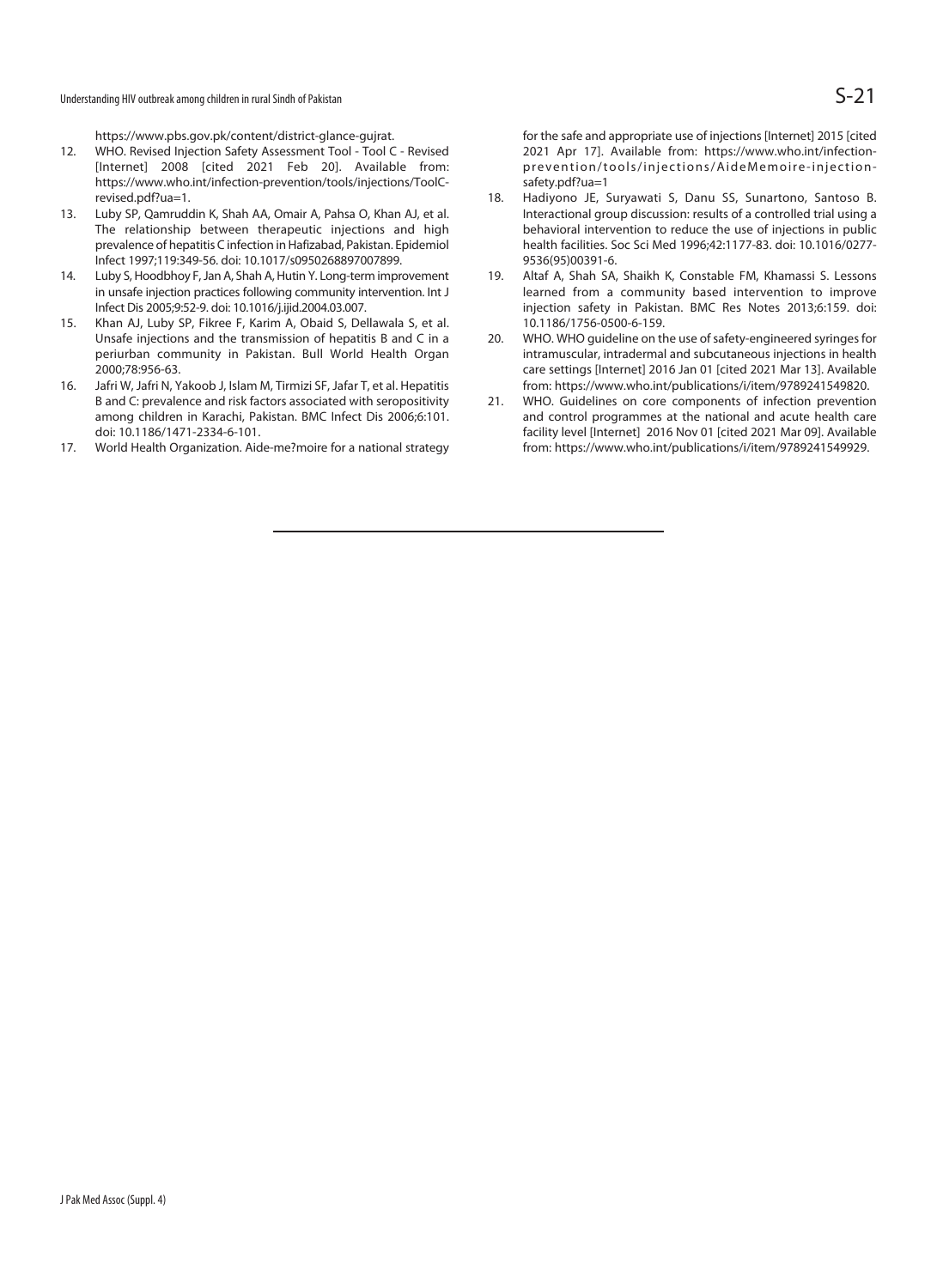https://www.pbs.gov.pk/content/district-glance-gujrat.

12. WHO. Revised Injection Safety Assessment Tool - Tool C - Revised [Internet] 2008 [cited 2021 Feb 20]. Available from: https://www.who.int/infection-prevention/tools/injections/ToolC-revised.pdf?ua=1.
13. Luby SP, Qamruddin K, Shah AA, Omair A, Pahsa O, Khan AJ, et al. The relationship between therapeutic injections and high prevalence of hepatitis C infection in Hafizabad, Pakistan. Epidemiol Infect 1997;119:349-56. doi: 10.1017/s0950268897007899.
14. Luby S, Hoodbhoy F, Jan A, Shah A, Hutin Y. Long-term improvement in unsafe injection practices following community intervention. Int J Infect Dis 2005;9:52-9. doi: 10.1016/j.ijid.2004.03.007.
15. Khan AJ, Luby SP, Fikree F, Karim A, Obaid S, Dellawala S, et al. Unsafe injections and the transmission of hepatitis B and C in a periurban community in Pakistan. Bull World Health Organ 2000;78:956-63.
16. Jafri W, Jafri N, Yakoob J, Islam M, Tirmizi SF, Jafar T, et al. Hepatitis B and C: prevalence and risk factors associated with seropositivity among children in Karachi, Pakistan. BMC Infect Dis 2006;6:101. doi: 10.1186/1471-2334-6-101.
17. World Health Organization. Aide-me?moire for a national strategy for the safe and appropriate use of injections [Internet] 2015 [cited 2021 Apr 17]. Available from: https://www.who.int/infection-prevention/tools/injections/AideMemoire-injection-safety.pdf?ua=1
18. Hadiyono JE, Suryawati S, Danu SS, Sunartono, Santoso B. Interactional group discussion: results of a controlled trial using a behavioral intervention to reduce the use of injections in public health facilities. Soc Sci Med 1996;42:1177-83. doi: 10.1016/0277-9536(95)00391-6.
19. Altaf A, Shah SA, Shaikh K, Constable FM, Khamassi S. Lessons learned from a community based intervention to improve injection safety in Pakistan. BMC Res Notes 2013;6:159. doi: 10.1186/1756-0500-6-159.
20. WHO. WHO guideline on the use of safety-engineered syringes for intramuscular, intradermal and subcutaneous injections in health care settings [Internet] 2016 Jan 01 [cited 2021 Mar 13]. Available from: https://www.who.int/publications/i/item/9789241549820.
21. WHO. Guidelines on core components of infection prevention and control programmes at the national and acute health care facility level [Internet] 2016 Nov 01 [cited 2021 Mar 09]. Available from: https://www.who.int/publications/i/item/9789241549929.